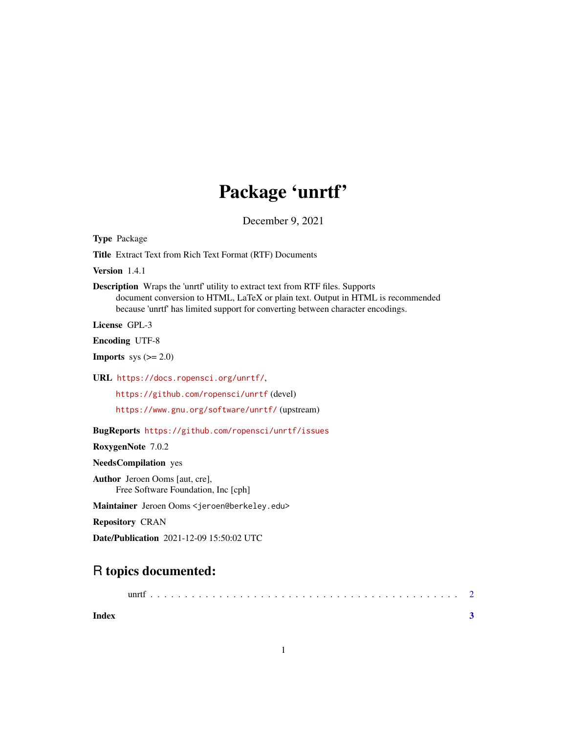# Package 'unrtf'

December 9, 2021

**Type** Package

**Title** Extract Text from Rich Text Format (RTF) Documents

**Version** 1.4.1

**Description** Wraps the 'unrtf' utility to extract text from RTF files. Supports document conversion to HTML, LaTeX or plain text. Output in HTML is recommended because 'unrtf' has limited support for converting between character encodings.

**License** GPL-3

**Encoding** UTF-8

**Imports** sys (>= 2.0)

**URL** https://docs.ropensci.org/unrtf/,
https://github.com/ropensci/unrtf (devel)
https://www.gnu.org/software/unrtf/ (upstream)

**BugReports** https://github.com/ropensci/unrtf/issues

**RoxygenNote** 7.0.2

**NeedsCompilation** yes

**Author** Jeroen Ooms [aut, cre],
Free Software Foundation, Inc [cph]

**Maintainer** Jeroen Ooms <jeroen@berkeley.edu>

**Repository** CRAN

**Date/Publication** 2021-12-09 15:50:02 UTC

## R topics documented:

unrtf . . . . . . . . . . . . . . . . . . . . . . . . . . . . . . . . . . . . . . . . . . 2

**Index** **3**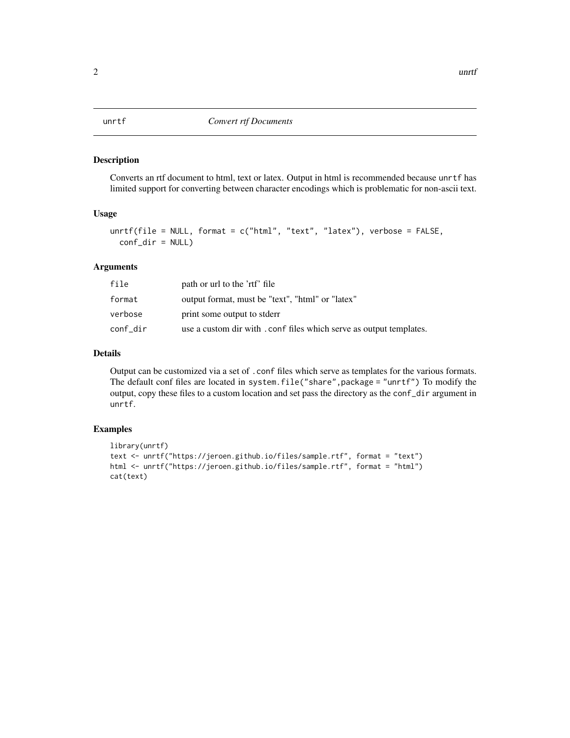# unrtf — *Convert rtf Documents*

## Description

Converts an rtf document to html, text or latex. Output in html is recommended because `unrtf` has limited support for converting between character encodings which is problematic for non-ascii text.

## Usage

```
unrtf(file = NULL, format = c("html", "text", "latex"), verbose = FALSE,
  conf_dir = NULL)
```

## Arguments

| | |
|---|---|
| `file` | path or url to the 'rtf' file |
| `format` | output format, must be "text", "html" or "latex" |
| `verbose` | print some output to stderr |
| `conf_dir` | use a custom dir with `.conf` files which serve as output templates. |

## Details

Output can be customized via a set of `.conf` files which serve as templates for the various formats. The default conf files are located in `system.file("share",package = "unrtf")` To modify the output, copy these files to a custom location and set pass the directory as the `conf_dir` argument in `unrtf`.

## Examples

```
library(unrtf)
text <- unrtf("https://jeroen.github.io/files/sample.rtf", format = "text")
html <- unrtf("https://jeroen.github.io/files/sample.rtf", format = "html")
cat(text)
```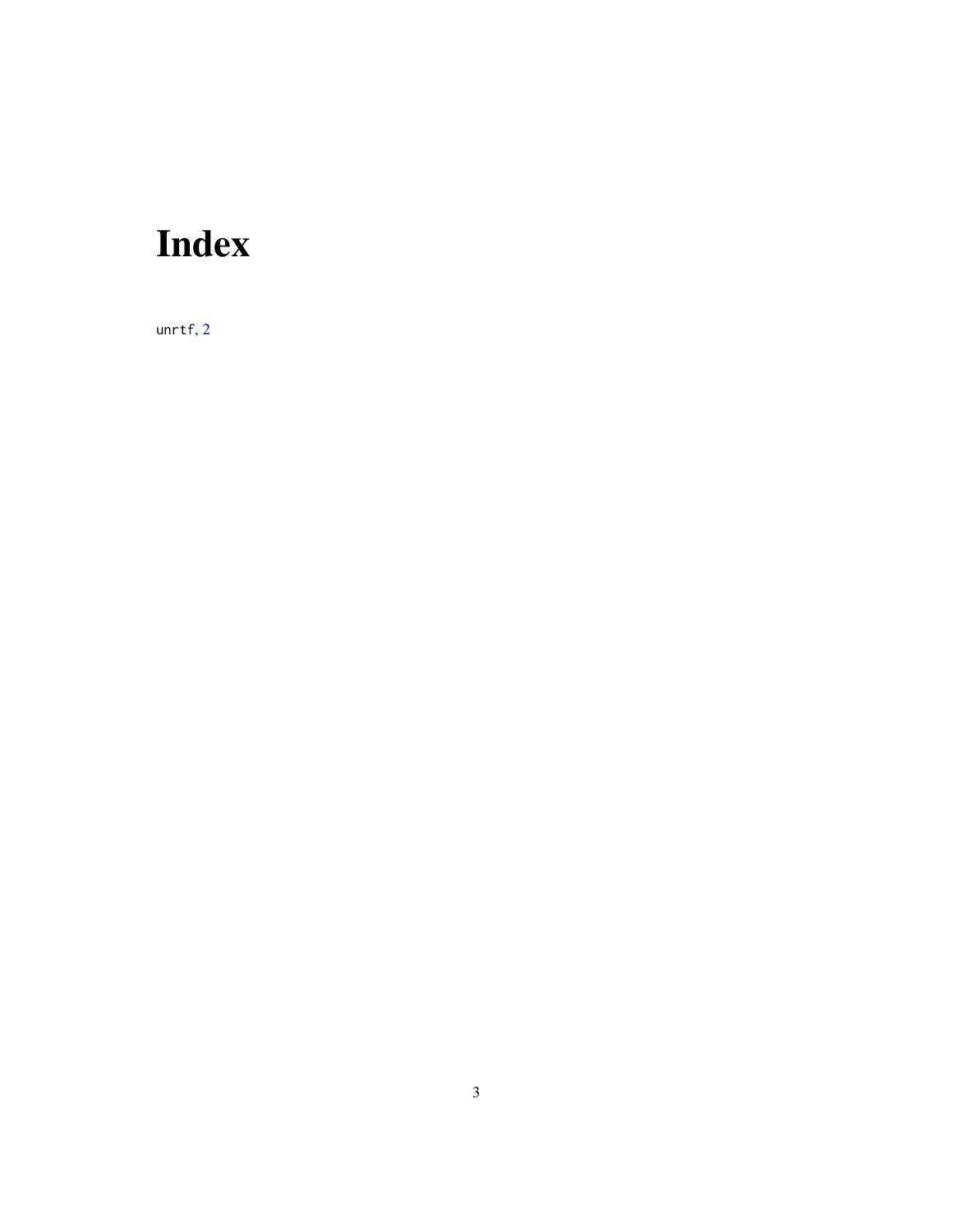# Index

`unrtf`, 2